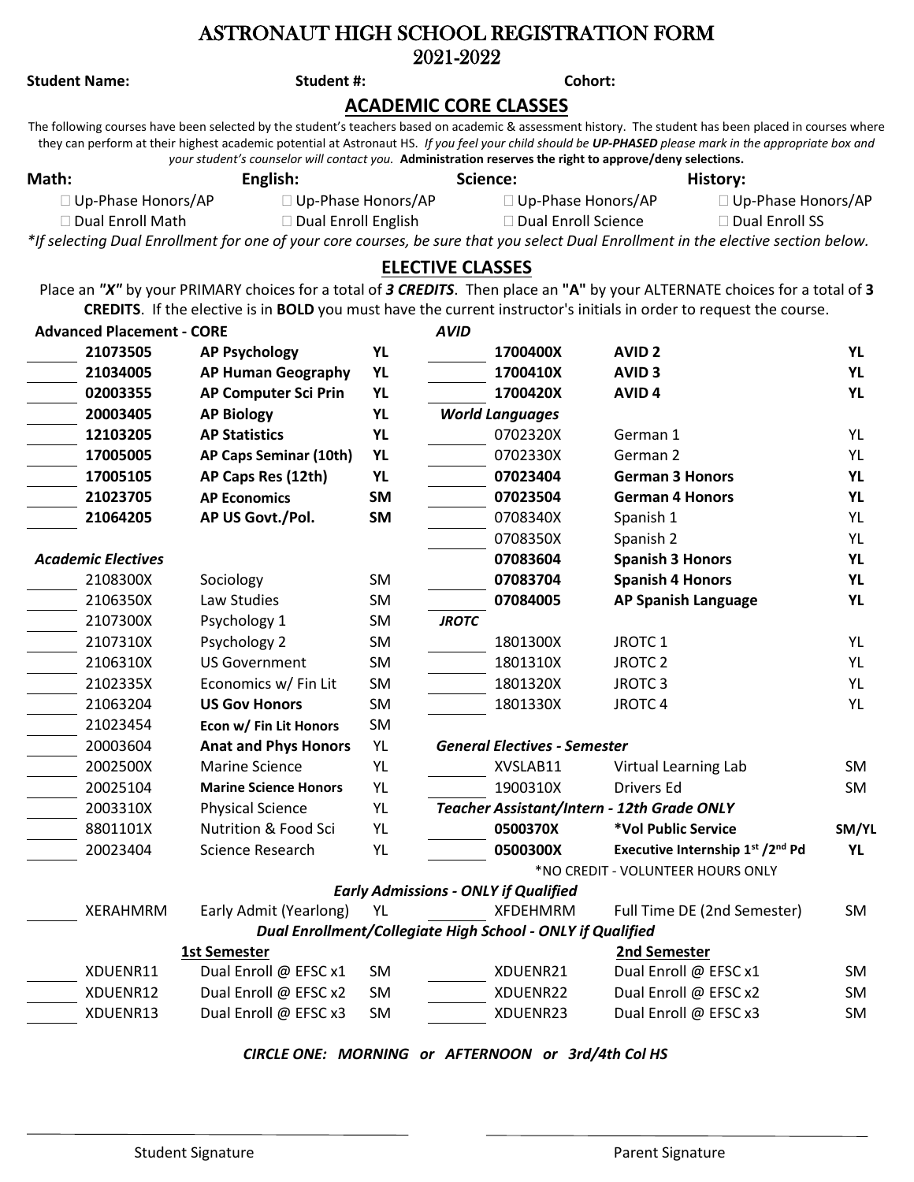# ASTRONAUT HIGH SCHOOL REGISTRATION FORM

## 2021-2022

**Student Name:** **Student #:** **Cohort:**

## ACADEMIC CORE CLASSES

The following courses have been selected by the student's teachers based on academic & assessment history. The student has been placed in courses where they can perform at their highest academic potential at Astronaut HS. *If you feel your child should be **UP-PHASED** please mark in the appropriate box and your student's counselor will contact you.* **Administration reserves the right to approve/deny selections.**

| **Math:** | **English:** | **Science:** | **History:** |
|---|---|---|---|
| ☐ Up-Phase Honors/AP | ☐ Up-Phase Honors/AP | ☐ Up-Phase Honors/AP | ☐ Up-Phase Honors/AP |
| ☐ Dual Enroll Math | ☐ Dual Enroll English | ☐ Dual Enroll Science | ☐ Dual Enroll SS |

*\*If selecting Dual Enrollment for one of your core courses, be sure that you select Dual Enrollment in the elective section below.*

## ELECTIVE CLASSES

Place an ***"X"*** by your PRIMARY choices for a total of ***3 CREDITS***. Then place an **"A"** by your ALTERNATE choices for a total of **3 CREDITS**. If the elective is in **BOLD** you must have the current instructor's initials in order to request the course.

| | **Advanced Placement - CORE** | | | | ***AVID*** | | |
|---|---|---|---|---|---|---|---|
| ___ | **21073505** | **AP Psychology** | **YL** | ___ | **1700400X** | **AVID 2** | **YL** |
| ___ | **21034005** | **AP Human Geography** | **YL** | ___ | **1700410X** | **AVID 3** | **YL** |
| ___ | **02003355** | **AP Computer Sci Prin** | **YL** | ___ | **1700420X** | **AVID 4** | **YL** |
| ___ | **20003405** | **AP Biology** | **YL** | | ***World Languages*** | | |
| ___ | **12103205** | **AP Statistics** | **YL** | ___ | 0702320X | German 1 | YL |
| ___ | **17005005** | **AP Caps Seminar (10th)** | **YL** | ___ | 0702330X | German 2 | YL |
| ___ | **17005105** | **AP Caps Res (12th)** | **YL** | ___ | **07023404** | **German 3 Honors** | **YL** |
| ___ | **21023705** | **AP Economics** | **SM** | ___ | **07023504** | **German 4 Honors** | **YL** |
| ___ | **21064205** | **AP US Govt./Pol.** | **SM** | ___ | 0708340X | Spanish 1 | YL |
| | | | | ___ | 0708350X | Spanish 2 | YL |
| | ***Academic Electives*** | | | ___ | **07083604** | **Spanish 3 Honors** | **YL** |
| ___ | 2108300X | Sociology | SM | ___ | **07083704** | **Spanish 4 Honors** | **YL** |
| ___ | 2106350X | Law Studies | SM | ___ | **07084005** | **AP Spanish Language** | **YL** |
| ___ | 2107300X | Psychology 1 | SM | | ***JROTC*** | | |
| ___ | 2107310X | Psychology 2 | SM | ___ | 1801300X | JROTC 1 | YL |
| ___ | 2106310X | US Government | SM | ___ | 1801310X | JROTC 2 | YL |
| ___ | 2102335X | Economics w/ Fin Lit | SM | ___ | 1801320X | JROTC 3 | YL |
| ___ | 21063204 | **US Gov Honors** | SM | ___ | 1801330X | JROTC 4 | YL |
| ___ | 21023454 | **Econ w/ Fin Lit Honors** | SM | | | | |
| ___ | 20003604 | **Anat and Phys Honors** | YL | | ***General Electives - Semester*** | | |
| ___ | 2002500X | Marine Science | YL | ___ | XVSLAB11 | Virtual Learning Lab | SM |
| ___ | 20025104 | **Marine Science Honors** | YL | ___ | 1900310X | Drivers Ed | SM |
| ___ | 2003310X | Physical Science | YL | | ***Teacher Assistant/Intern - 12th Grade ONLY*** | | |
| ___ | 8801101X | Nutrition & Food Sci | YL | ___ | **0500370X** | **\*Vol Public Service** | **SM/YL** |
| ___ | 20023404 | Science Research | YL | ___ | **0500300X** | **Executive Internship 1st /2nd Pd** | **YL** |
| | | | | | | \*NO CREDIT - VOLUNTEER HOURS ONLY | |

### *Early Admissions - ONLY if Qualified*

| | | | | | | | |
|---|---|---|---|---|---|---|---|
| ___ | XERAHMRM | Early Admit (Yearlong) | YL | ___ | XFDEHMRM | Full Time DE (2nd Semester) | SM |

### *Dual Enrollment/Collegiate High School - ONLY if Qualified*

| | | **1st Semester** | | | | **2nd Semester** | |
|---|---|---|---|---|---|---|---|
| ___ | XDUENR11 | Dual Enroll @ EFSC x1 | SM | ___ | XDUENR21 | Dual Enroll @ EFSC x1 | SM |
| ___ | XDUENR12 | Dual Enroll @ EFSC x2 | SM | ___ | XDUENR22 | Dual Enroll @ EFSC x2 | SM |
| ___ | XDUENR13 | Dual Enroll @ EFSC x3 | SM | ___ | XDUENR23 | Dual Enroll @ EFSC x3 | SM |

***CIRCLE ONE: MORNING or AFTERNOON or 3rd/4th Col HS***

_______________________________ Student Signature

_______________________________ Parent Signature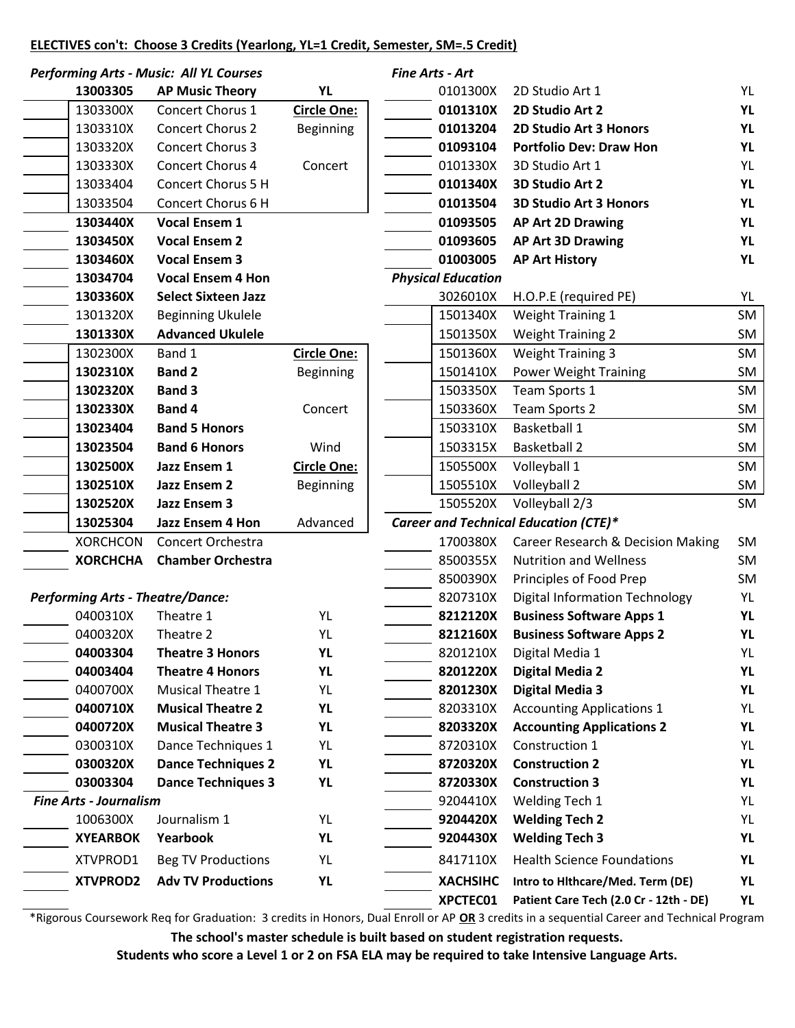**ELECTIVES con't: Choose 3 Credits (Yearlong, YL=1 Credit, Semester, SM=.5 Credit)**

***Performing Arts - Music: All YL Courses***

| | Code | Course | |
|---|---|---|---|
| | **13003305** | **AP Music Theory** | **YL** |
| | 1303300X | Concert Chorus 1 | **Circle One:** |
| | 1303310X | Concert Chorus 2 | Beginning |
| | 1303320X | Concert Chorus 3 | |
| | 1303330X | Concert Chorus 4 | Concert |
| | 13033404 | Concert Chorus 5 H | |
| | 13033504 | Concert Chorus 6 H | |
| | **1303440X** | **Vocal Ensem 1** | |
| | **1303450X** | **Vocal Ensem 2** | |
| | **1303460X** | **Vocal Ensem 3** | |
| | **13034704** | **Vocal Ensem 4 Hon** | |
| | **1303360X** | **Select Sixteen Jazz** | |
| | 1301320X | Beginning Ukulele | |
| | **1301330X** | **Advanced Ukulele** | |
| | 1302300X | Band 1 | **Circle One:** |
| | **1302310X** | **Band 2** | Beginning |
| | **1302320X** | **Band 3** | |
| | **1302330X** | **Band 4** | Concert |
| | **13023404** | **Band 5 Honors** | |
| | **13023504** | **Band 6 Honors** | Wind |
| | **1302500X** | **Jazz Ensem 1** | **Circle One:** |
| | **1302510X** | **Jazz Ensem 2** | Beginning |
| | **1302520X** | **Jazz Ensem 3** | |
| | **13025304** | **Jazz Ensem 4 Hon** | Advanced |
| | XORCHCON | Concert Orchestra | |
| | **XORCHCHA** | **Chamber Orchestra** | |

***Performing Arts - Theatre/Dance:***

| | Code | Course | |
|---|---|---|---|
| | 0400310X | Theatre 1 | YL |
| | 0400320X | Theatre 2 | YL |
| | **04003304** | **Theatre 3 Honors** | **YL** |
| | **04003404** | **Theatre 4 Honors** | **YL** |
| | 0400700X | Musical Theatre 1 | YL |
| | **0400710X** | **Musical Theatre 2** | **YL** |
| | **0400720X** | **Musical Theatre 3** | **YL** |
| | 0300310X | Dance Techniques 1 | YL |
| | **0300320X** | **Dance Techniques 2** | **YL** |
| | **03003304** | **Dance Techniques 3** | **YL** |

***Fine Arts - Journalism***

| | Code | Course | |
|---|---|---|---|
| | 1006300X | Journalism 1 | YL |
| | **XYEARBOK** | **Yearbook** | **YL** |
| | XTVPROD1 | Beg TV Productions | YL |
| | **XTVPROD2** | **Adv TV Productions** | **YL** |

***Fine Arts - Art***

| | Code | Course | |
|---|---|---|---|
| | 0101300X | 2D Studio Art 1 | YL |
| | **0101310X** | **2D Studio Art 2** | **YL** |
| | **01013204** | **2D Studio Art 3 Honors** | **YL** |
| | **01093104** | **Portfolio Dev: Draw Hon** | **YL** |
| | 0101330X | 3D Studio Art 1 | YL |
| | **0101340X** | **3D Studio Art 2** | **YL** |
| | **01013504** | **3D Studio Art 3 Honors** | **YL** |
| | **01093505** | **AP Art 2D Drawing** | **YL** |
| | **01093605** | **AP Art 3D Drawing** | **YL** |
| | **01003005** | **AP Art History** | **YL** |

***Physical Education***

| | Code | Course | |
|---|---|---|---|
| | 3026010X | H.O.P.E (required PE) | YL |
| | 1501340X | Weight Training 1 | SM |
| | 1501350X | Weight Training 2 | SM |
| | 1501360X | Weight Training 3 | SM |
| | 1501410X | Power Weight Training | SM |
| | 1503350X | Team Sports 1 | SM |
| | 1503360X | Team Sports 2 | SM |
| | 1503310X | Basketball 1 | SM |
| | 1503315X | Basketball 2 | SM |
| | 1505500X | Volleyball 1 | SM |
| | 1505510X | Volleyball 2 | SM |
| | 1505520X | Volleyball 2/3 | SM |

***Career and Technical Education (CTE)****

| | Code | Course | |
|---|---|---|---|
| | 1700380X | Career Research & Decision Making | SM |
| | 8500355X | Nutrition and Wellness | SM |
| | 8500390X | Principles of Food Prep | SM |
| | 8207310X | Digital Information Technology | YL |
| | **8212120X** | **Business Software Apps 1** | **YL** |
| | **8212160X** | **Business Software Apps 2** | **YL** |
| | 8201210X | Digital Media 1 | YL |
| | **8201220X** | **Digital Media 2** | **YL** |
| | **8201230X** | **Digital Media 3** | **YL** |
| | 8203310X | Accounting Applications 1 | YL |
| | **8203320X** | **Accounting Applications 2** | **YL** |
| | 8720310X | Construction 1 | YL |
| | **8720320X** | **Construction 2** | **YL** |
| | **8720330X** | **Construction 3** | **YL** |
| | 9204410X | Welding Tech 1 | YL |
| | **9204420X** | **Welding Tech 2** | YL |
| | **9204430X** | **Welding Tech 3** | **YL** |
| | 8417110X | Health Science Foundations | **YL** |
| | **XACHSIHC** | **Intro to Hlthcare/Med. Term (DE)** | **YL** |
| | **XPCTEC01** | **Patient Care Tech (2.0 Cr - 12th - DE)** | **YL** |

*Rigorous Coursework Req for Graduation: 3 credits in Honors, Dual Enroll or AP **OR** 3 credits in a sequential Career and Technical Program

**The school's master schedule is built based on student registration requests.**

**Students who score a Level 1 or 2 on FSA ELA may be required to take Intensive Language Arts.**